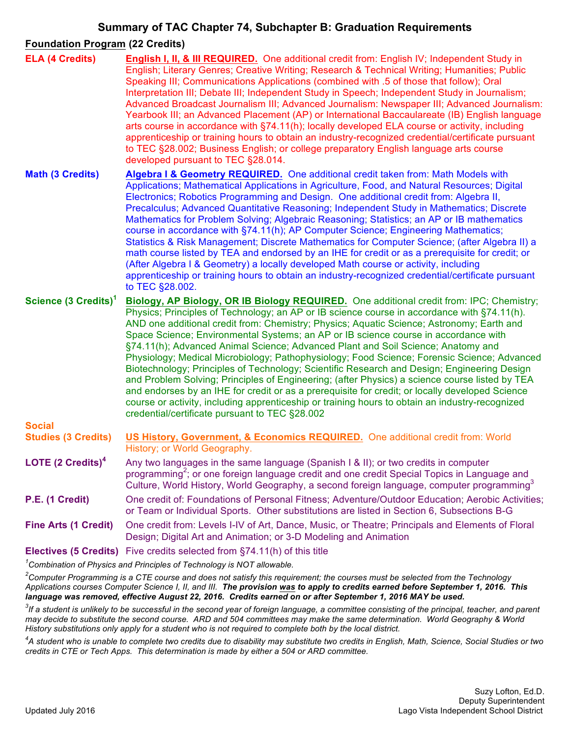# Summary of TAC Chapter 74, Subchapter B: Graduation Requirements

**Foundation Program (22 Credits)**

**ELA (4 Credits)** — **English I, II, & III REQUIRED.** One additional credit from: English IV; Independent Study in English; Literary Genres; Creative Writing; Research & Technical Writing; Humanities; Public Speaking III; Communications Applications (combined with .5 of those that follow); Oral Interpretation III; Debate III; Independent Study in Speech; Independent Study in Journalism; Advanced Broadcast Journalism III; Advanced Journalism: Newspaper III; Advanced Journalism: Yearbook III; an Advanced Placement (AP) or International Baccalaureate (IB) English language arts course in accordance with §74.11(h); locally developed ELA course or activity, including apprenticeship or training hours to obtain an industry-recognized credential/certificate pursuant to TEC §28.002; Business English; or college preparatory English language arts course developed pursuant to TEC §28.014.

**Math (3 Credits)** — **Algebra I & Geometry REQUIRED.** One additional credit taken from: Math Models with Applications; Mathematical Applications in Agriculture, Food, and Natural Resources; Digital Electronics; Robotics Programming and Design. One additional credit from: Algebra II, Precalculus; Advanced Quantitative Reasoning; Independent Study in Mathematics; Discrete Mathematics for Problem Solving; Algebraic Reasoning; Statistics; an AP or IB mathematics course in accordance with §74.11(h); AP Computer Science; Engineering Mathematics; Statistics & Risk Management; Discrete Mathematics for Computer Science; (after Algebra II) a math course listed by TEA and endorsed by an IHE for credit or as a prerequisite for credit; or (After Algebra I & Geometry) a locally developed Math course or activity, including apprenticeship or training hours to obtain an industry-recognized credential/certificate pursuant to TEC §28.002.

**Science (3 Credits)[1]** — **Biology, AP Biology, OR IB Biology REQUIRED.** One additional credit from: IPC; Chemistry; Physics; Principles of Technology; an AP or IB science course in accordance with §74.11(h). AND one additional credit from: Chemistry; Physics; Aquatic Science; Astronomy; Earth and Space Science; Environmental Systems; an AP or IB science course in accordance with §74.11(h); Advanced Animal Science; Advanced Plant and Soil Science; Anatomy and Physiology; Medical Microbiology; Pathophysiology; Food Science; Forensic Science; Advanced Biotechnology; Principles of Technology; Scientific Research and Design; Engineering Design and Problem Solving; Principles of Engineering; (after Physics) a science course listed by TEA and endorses by an IHE for credit or as a prerequisite for credit; or locally developed Science course or activity, including apprenticeship or training hours to obtain an industry-recognized credential/certificate pursuant to TEC §28.002

**Social Studies (3 Credits)** — **US History, Government, & Economics REQUIRED.** One additional credit from: World History; or World Geography.

**LOTE (2 Credits)[4]** — Any two languages in the same language (Spanish I & II); or two credits in computer programming[2]; or one foreign language credit and one credit Special Topics in Language and Culture, World History, World Geography, a second foreign language, computer programming[3]

**P.E. (1 Credit)** — One credit of: Foundations of Personal Fitness; Adventure/Outdoor Education; Aerobic Activities; or Team or Individual Sports. Other substitutions are listed in Section 6, Subsections B-G

**Fine Arts (1 Credit)** — One credit from: Levels I-IV of Art, Dance, Music, or Theatre; Principals and Elements of Floral Design; Digital Art and Animation; or 3-D Modeling and Animation

**Electives (5 Credits)** — Five credits selected from §74.11(h) of this title

*[1]Combination of Physics and Principles of Technology is NOT allowable.*

*[2]Computer Programming is a CTE course and does not satisfy this requirement; the courses must be selected from the Technology Applications courses Computer Science I, II, and III.* ***The provision was to apply to credits earned before September 1, 2016. This language was removed, effective August 22, 2016. Credits earned on or after September 1, 2016 MAY be used.***

*[3]If a student is unlikely to be successful in the second year of foreign language, a committee consisting of the principal, teacher, and parent may decide to substitute the second course. ARD and 504 committees may make the same determination. World Geography & World History substitutions only apply for a student who is not required to complete both by the local district.*

*[4]A student who is unable to complete two credits due to disability may substitute two credits in English, Math, Science, Social Studies or two credits in CTE or Tech Apps. This determination is made by either a 504 or ARD committee.*

Updated July 2016

Suzy Lofton, Ed.D.
Deputy Superintendent
Lago Vista Independent School District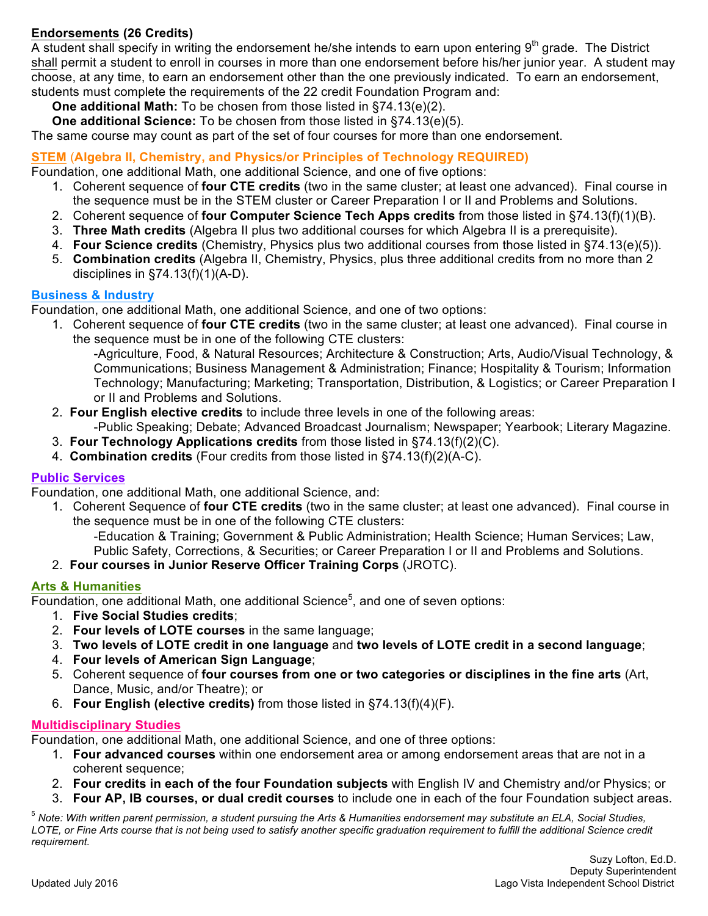## Endorsements (26 Credits)

A student shall specify in writing the endorsement he/she intends to earn upon entering 9th grade. The District shall permit a student to enroll in courses in more than one endorsement before his/her junior year. A student may choose, at any time, to earn an endorsement other than the one previously indicated. To earn an endorsement, students must complete the requirements of the 22 credit Foundation Program and:

**One additional Math:** To be chosen from those listed in §74.13(e)(2).

**One additional Science:** To be chosen from those listed in §74.13(e)(5).

The same course may count as part of the set of four courses for more than one endorsement.

### STEM (Algebra II, Chemistry, and Physics/or Principles of Technology REQUIRED)

Foundation, one additional Math, one additional Science, and one of five options:

1. Coherent sequence of **four CTE credits** (two in the same cluster; at least one advanced). Final course in the sequence must be in the STEM cluster or Career Preparation I or II and Problems and Solutions.
2. Coherent sequence of **four Computer Science Tech Apps credits** from those listed in §74.13(f)(1)(B).
3. **Three Math credits** (Algebra II plus two additional courses for which Algebra II is a prerequisite).
4. **Four Science credits** (Chemistry, Physics plus two additional courses from those listed in §74.13(e)(5)).
5. **Combination credits** (Algebra II, Chemistry, Physics, plus three additional credits from no more than 2 disciplines in §74.13(f)(1)(A-D).

### Business & Industry

Foundation, one additional Math, one additional Science, and one of two options:

1. Coherent sequence of **four CTE credits** (two in the same cluster; at least one advanced). Final course in the sequence must be in one of the following CTE clusters:
   -Agriculture, Food, & Natural Resources; Architecture & Construction; Arts, Audio/Visual Technology, & Communications; Business Management & Administration; Finance; Hospitality & Tourism; Information Technology; Manufacturing; Marketing; Transportation, Distribution, & Logistics; or Career Preparation I or II and Problems and Solutions.
2. **Four English elective credits** to include three levels in one of the following areas:
   -Public Speaking; Debate; Advanced Broadcast Journalism; Newspaper; Yearbook; Literary Magazine.
3. **Four Technology Applications credits** from those listed in §74.13(f)(2)(C).
4. **Combination credits** (Four credits from those listed in §74.13(f)(2)(A-C).

### Public Services

Foundation, one additional Math, one additional Science, and:

1. Coherent Sequence of **four CTE credits** (two in the same cluster; at least one advanced). Final course in the sequence must be in one of the following CTE clusters:
   -Education & Training; Government & Public Administration; Health Science; Human Services; Law, Public Safety, Corrections, & Securities; or Career Preparation I or II and Problems and Solutions.
2. **Four courses in Junior Reserve Officer Training Corps** (JROTC).

### Arts & Humanities

Foundation, one additional Math, one additional Science[5], and one of seven options:

1. **Five Social Studies credits**;
2. **Four levels of LOTE courses** in the same language;
3. **Two levels of LOTE credit in one language** and **two levels of LOTE credit in a second language**;
4. **Four levels of American Sign Language**;
5. Coherent sequence of **four courses from one or two categories or disciplines in the fine arts** (Art, Dance, Music, and/or Theatre); or
6. **Four English (elective credits)** from those listed in §74.13(f)(4)(F).

### Multidisciplinary Studies

Foundation, one additional Math, one additional Science, and one of three options:

1. **Four advanced courses** within one endorsement area or among endorsement areas that are not in a coherent sequence;
2. **Four credits in each of the four Foundation subjects** with English IV and Chemistry and/or Physics; or
3. **Four AP, IB courses, or dual credit courses** to include one in each of the four Foundation subject areas.

[5] *Note: With written parent permission, a student pursuing the Arts & Humanities endorsement may substitute an ELA, Social Studies, LOTE, or Fine Arts course that is not being used to satisfy another specific graduation requirement to fulfill the additional Science credit requirement.*

Updated July 2016

Suzy Lofton, Ed.D.
Deputy Superintendent
Lago Vista Independent School District